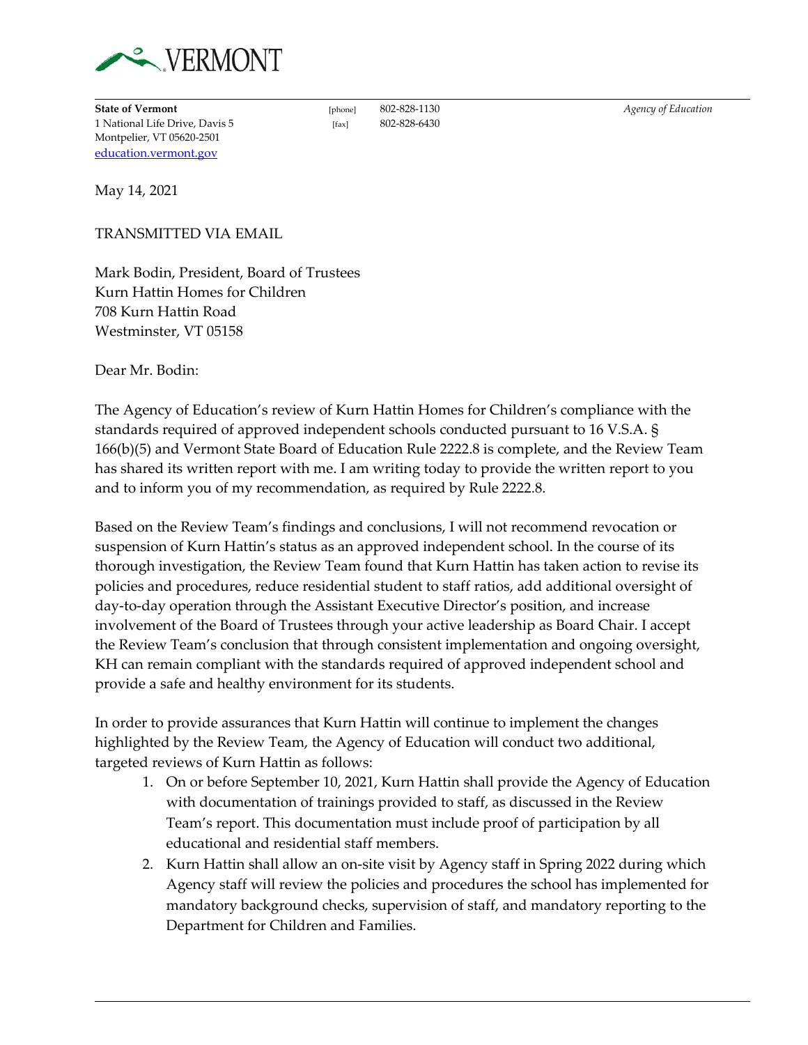VERMONT

**State of Vermont**
1 National Life Drive, Davis 5
Montpelier, VT 05620-2501
education.vermont.gov

[phone] 802-828-1130
[fax] 802-828-6430

*Agency of Education*

May 14, 2021

TRANSMITTED VIA EMAIL

Mark Bodin, President, Board of Trustees
Kurn Hattin Homes for Children
708 Kurn Hattin Road
Westminster, VT 05158

Dear Mr. Bodin:

The Agency of Education's review of Kurn Hattin Homes for Children's compliance with the standards required of approved independent schools conducted pursuant to 16 V.S.A. § 166(b)(5) and Vermont State Board of Education Rule 2222.8 is complete, and the Review Team has shared its written report with me. I am writing today to provide the written report to you and to inform you of my recommendation, as required by Rule 2222.8.

Based on the Review Team's findings and conclusions, I will not recommend revocation or suspension of Kurn Hattin's status as an approved independent school. In the course of its thorough investigation, the Review Team found that Kurn Hattin has taken action to revise its policies and procedures, reduce residential student to staff ratios, add additional oversight of day-to-day operation through the Assistant Executive Director's position, and increase involvement of the Board of Trustees through your active leadership as Board Chair. I accept the Review Team's conclusion that through consistent implementation and ongoing oversight, KH can remain compliant with the standards required of approved independent school and provide a safe and healthy environment for its students.

In order to provide assurances that Kurn Hattin will continue to implement the changes highlighted by the Review Team, the Agency of Education will conduct two additional, targeted reviews of Kurn Hattin as follows:

1. On or before September 10, 2021, Kurn Hattin shall provide the Agency of Education with documentation of trainings provided to staff, as discussed in the Review Team's report. This documentation must include proof of participation by all educational and residential staff members.
2. Kurn Hattin shall allow an on-site visit by Agency staff in Spring 2022 during which Agency staff will review the policies and procedures the school has implemented for mandatory background checks, supervision of staff, and mandatory reporting to the Department for Children and Families.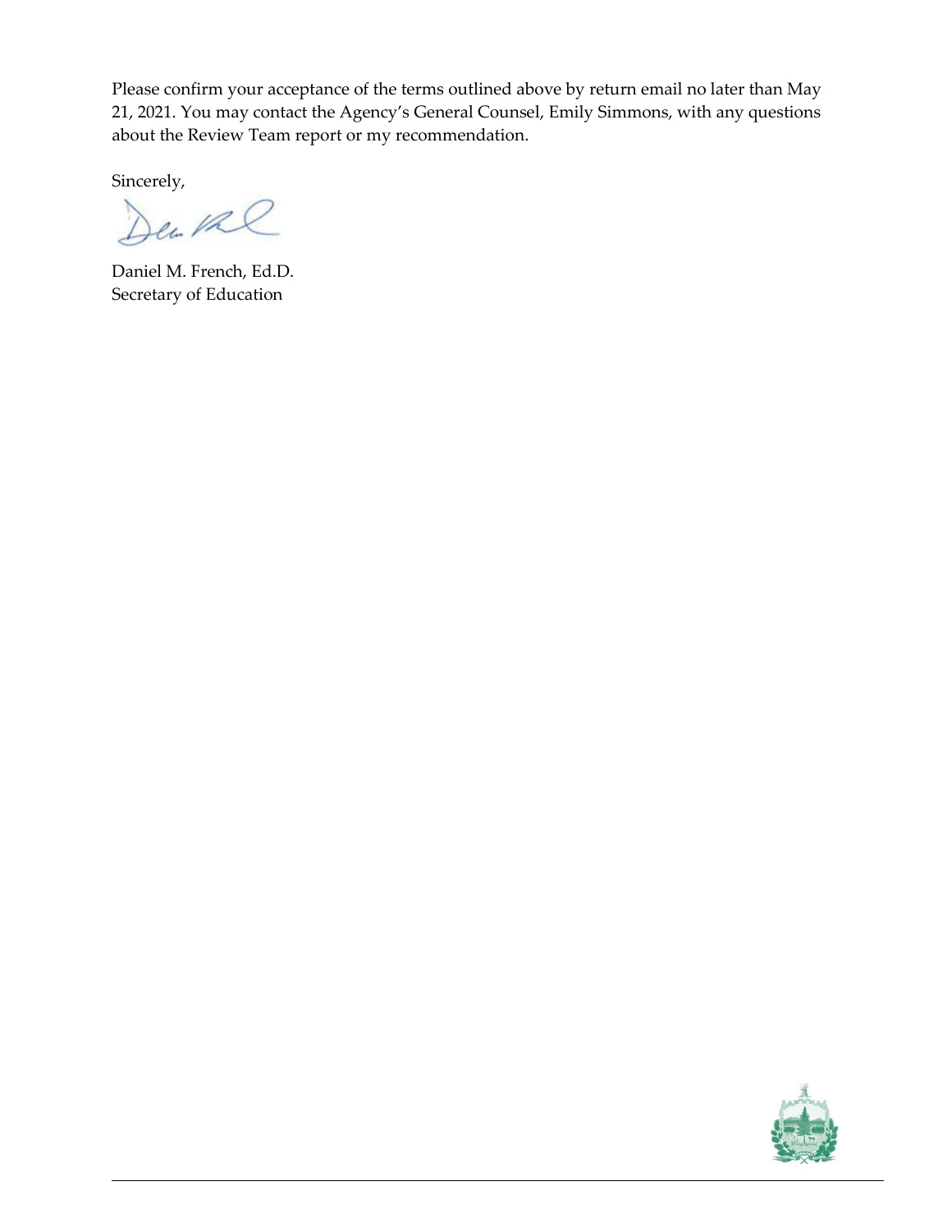Please confirm your acceptance of the terms outlined above by return email no later than May 21, 2021. You may contact the Agency's General Counsel, Emily Simmons, with any questions about the Review Team report or my recommendation.

Sincerely,

Daniel M. French, Ed.D.
Secretary of Education